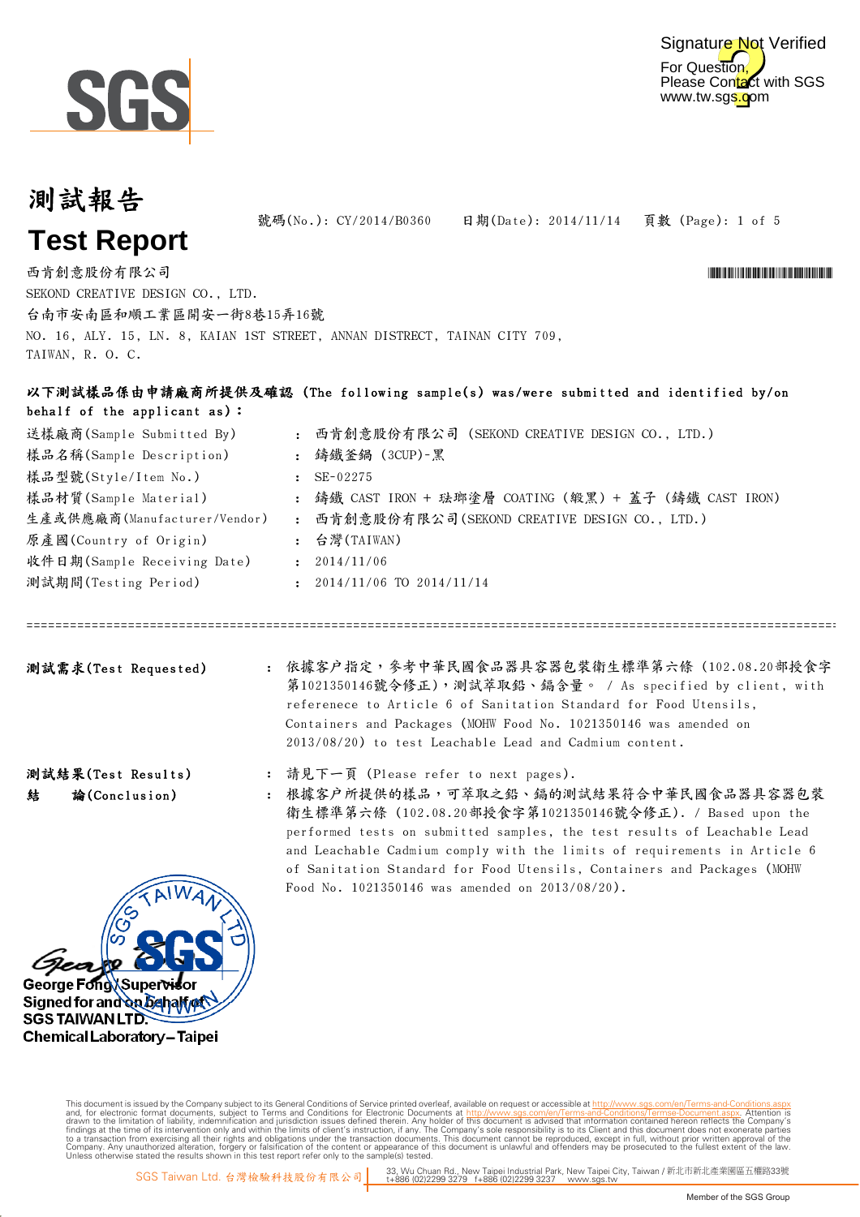# 測試報告

# Test Report

號碼(No.): CY/2014/B0360　　日期(Date): 2014/11/14　　頁數 (Page): 1 of 5

西肯創意股份有限公司
SEKOND CREATIVE DESIGN CO., LTD.
台南市安南區和順工業區開安一街8巷15弄16號
NO. 16, ALY. 15, LN. 8, KAIAN 1ST STREET, ANNAN DISTRECT, TAINAN CITY 709,
TAIWAN, R. O. C.

**以下測試樣品係由申請廠商所提供及確認 (The following sample(s) was/were submitted and identified by/on behalf of the applicant as):**

| | | |
|---|---|---|
| 送樣廠商(Sample Submitted By) | : | 西肯創意股份有限公司 (SEKOND CREATIVE DESIGN CO., LTD.) |
| 樣品名稱(Sample Description) | : | 鑄鐵釜鍋 (3CUP)-黑 |
| 樣品型號(Style/Item No.) | : | SE-02275 |
| 樣品材質(Sample Material) | : | 鑄鐵 CAST IRON + 琺瑯塗層 COATING (緞黑) + 蓋子 (鑄鐵 CAST IRON) |
| 生產或供應廠商(Manufacturer/Vendor) | : | 西肯創意股份有限公司(SEKOND CREATIVE DESIGN CO., LTD.) |
| 原產國(Country of Origin) | : | 台灣(TAIWAN) |
| 收件日期(Sample Receiving Date) | : | 2014/11/06 |
| 測試期間(Testing Period) | : | 2014/11/06 TO 2014/11/14 |

---

**測試需求(Test Requested)** : 依據客戶指定，參考中華民國食品器具容器包裝衛生標準第六條 (102.08.20部授食字第1021350146號令修正)，測試萃取鉛、鎘含量。 / As specified by client, with referenece to Article 6 of Sanitation Standard for Food Utensils, Containers and Packages (MOHW Food No. 1021350146 was amended on 2013/08/20) to test Leachable Lead and Cadmium content.

**測試結果(Test Results)** : 請見下一頁 (Please refer to next pages).

**結　　論(Conclusion)** : 根據客戶所提供的樣品，可萃取之鉛、鎘的測試結果符合中華民國食品器具容器包裝衛生標準第六條 (102.08.20部授食字第1021350146號令修正). / Based upon the performed tests on submitted samples, the test results of Leachable Lead and Leachable Cadmium comply with the limits of requirements in Article 6 of Sanitation Standard for Food Utensils, Containers and Packages (MOHW Food No. 1021350146 was amended on 2013/08/20).

George Fong / Supervisor
Signed for and on behalf of
SGS TAIWAN LTD.
Chemical Laboratory – Taipei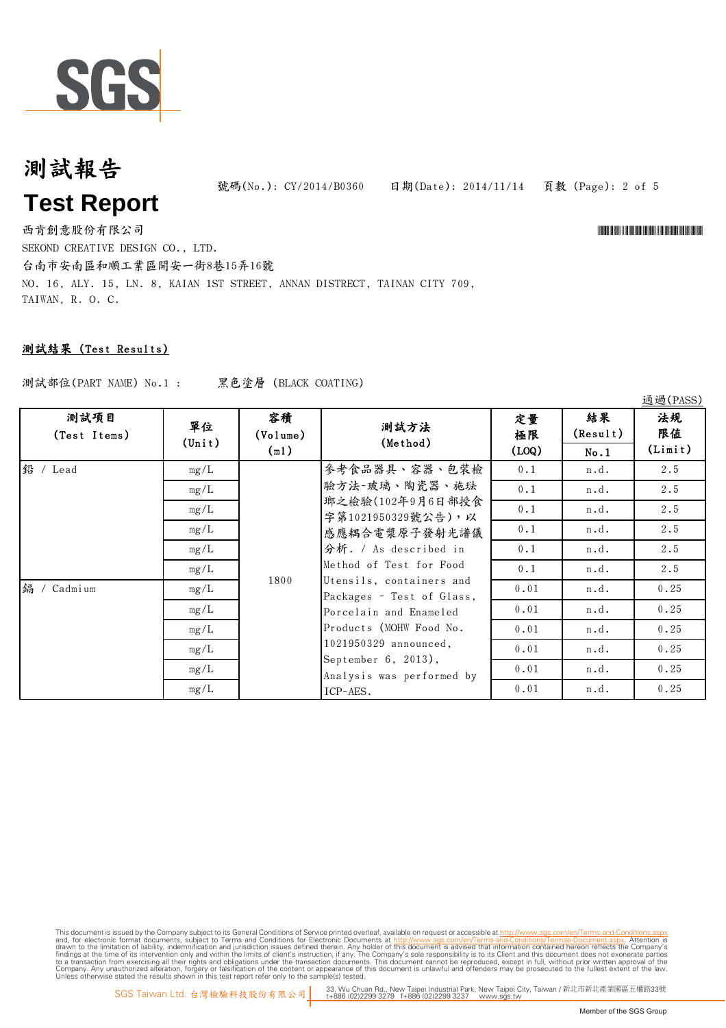# 測試報告

# Test Report

號碼(No.): CY/2014/B0360　　日期(Date): 2014/11/14

西肯創意股份有限公司

SEKOND CREATIVE DESIGN CO., LTD.

台南市安南區和順工業區開安一街8巷15弄16號

NO. 16, ALY. 15, LN. 8, KAIAN 1ST STREET, ANNAN DISTRECT, TAINAN CITY 709, TAIWAN, R. O. C.

## 測試結果 (Test Results)

測試部位(PART NAME) No.1 :　　黑色塗層 (BLACK COATING)

通過(PASS)

| 測試項目 (Test Items) | 單位 (Unit) | 容積 (Volume) (ml) | 測試方法 (Method) | 定量極限 (LOQ) | 結果 (Result) No.1 | 法規限值 (Limit) |
|---|---|---|---|---|---|---|
| 鉛 / Lead | mg/L | 1800 | 參考食品器具、容器、包裝檢驗方法-玻璃、陶瓷器、施琺瑯之檢驗(102年9月6日部授食字第1021950329號公告)，以感應耦合電漿原子發射光譜儀分析. / As described in Method of Test for Food Utensils, containers and Packages - Test of Glass, Porcelain and Enameled Products (MOHW Food No. 1021950329 announced, September 6, 2013), Analysis was performed by ICP-AES. | 0.1 | n.d. | 2.5 |
| | mg/L | | | 0.1 | n.d. | 2.5 |
| | mg/L | | | 0.1 | n.d. | 2.5 |
| | mg/L | | | 0.1 | n.d. | 2.5 |
| | mg/L | | | 0.1 | n.d. | 2.5 |
| | mg/L | | | 0.1 | n.d. | 2.5 |
| 鎘 / Cadmium | mg/L | | | 0.01 | n.d. | 0.25 |
| | mg/L | | | 0.01 | n.d. | 0.25 |
| | mg/L | | | 0.01 | n.d. | 0.25 |
| | mg/L | | | 0.01 | n.d. | 0.25 |
| | mg/L | | | 0.01 | n.d. | 0.25 |
| | mg/L | | | 0.01 | n.d. | 0.25 |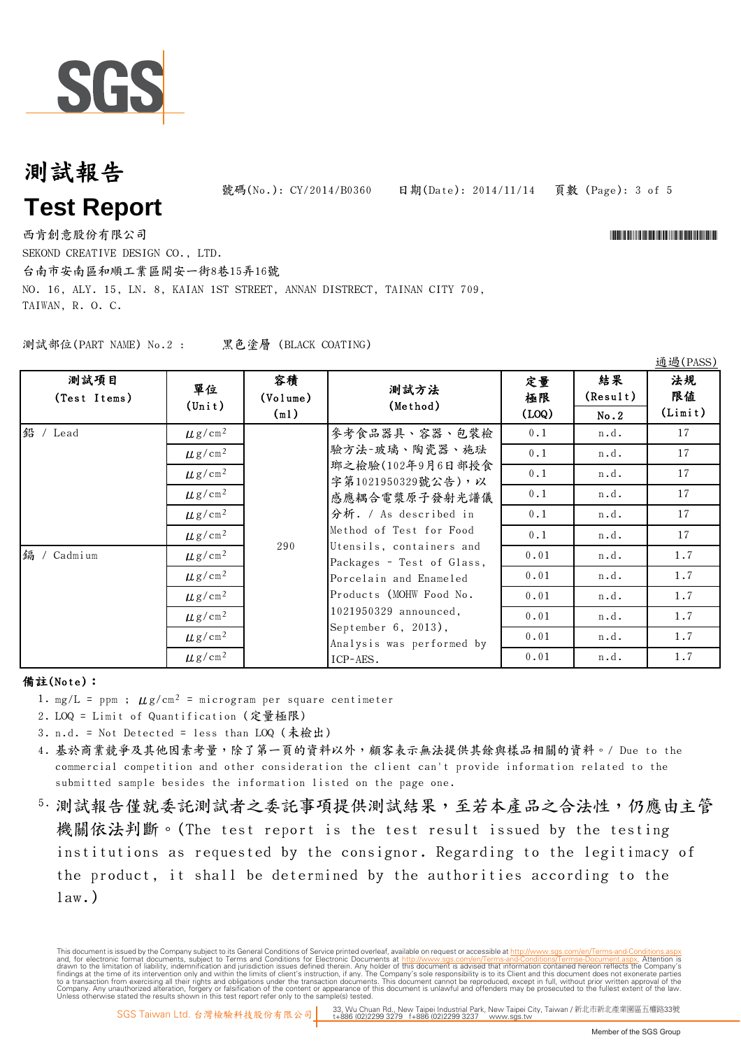# 測試報告

# Test Report

號碼(No.): CY/2014/B0360　　日期(Date): 2014/11/14

西肯創意股份有限公司

SEKOND CREATIVE DESIGN CO., LTD.

台南市安南區和順工業區開安一街8巷15弄16號

NO. 16, ALY. 15, LN. 8, KAIAN 1ST STREET, ANNAN DISTRECT, TAINAN CITY 709, TAIWAN, R. O. C.

測試部位(PART NAME) No.2 :　　黑色塗層 (BLACK COATING)

通過(PASS)

| 測試項目 (Test Items) | 單位 (Unit) | 容積 (Volume) (ml) | 測試方法 (Method) | 定量極限 (LOQ) | 結果 (Result) No.2 | 法規限值 (Limit) |
|---|---|---|---|---|---|---|
| 鉛 / Lead | μg/cm² | 290 | 參考食品器具、容器、包裝檢驗方法-玻璃、陶瓷器、施琺瑯之檢驗(102年9月6日部授食字第1021950329號公告)，以感應耦合電漿原子發射光譜儀分析. / As described in Method of Test for Food Utensils, containers and Packages - Test of Glass, Porcelain and Enameled Products (MOHW Food No. 1021950329 announced, September 6, 2013), Analysis was performed by ICP-AES. | 0.1 | n.d. | 17 |
| | μg/cm² | | | 0.1 | n.d. | 17 |
| | μg/cm² | | | 0.1 | n.d. | 17 |
| | μg/cm² | | | 0.1 | n.d. | 17 |
| | μg/cm² | | | 0.1 | n.d. | 17 |
| | μg/cm² | | | 0.1 | n.d. | 17 |
| 鎘 / Cadmium | μg/cm² | | | 0.01 | n.d. | 1.7 |
| | μg/cm² | | | 0.01 | n.d. | 1.7 |
| | μg/cm² | | | 0.01 | n.d. | 1.7 |
| | μg/cm² | | | 0.01 | n.d. | 1.7 |
| | μg/cm² | | | 0.01 | n.d. | 1.7 |
| | μg/cm² | | | 0.01 | n.d. | 1.7 |

**備註(Note)：**

1. mg/L = ppm ; μg/cm² = microgram per square centimeter
2. LOQ = Limit of Quantification (定量極限)
3. n.d. = Not Detected = less than LOQ (未檢出)
4. 基於商業競爭及其他因素考量，除了第一頁的資料以外，顧客表示無法提供其餘與樣品相關的資料。/ Due to the commercial competition and other consideration the client can't provide information related to the submitted sample besides the information listed on the page one.
5. 測試報告僅就委託測試者之委託事項提供測試結果，至若本產品之合法性，仍應由主管機關依法判斷。(The test report is the test result issued by the testing institutions as requested by the consignor. Regarding to the legitimacy of the product, it shall be determined by the authorities according to the law.)

This document is issued by the Company subject to its General Conditions of Service printed overleaf, available on request or accessible at http://www.sgs.com/en/Terms-and-Conditions.aspx and, for electronic format documents, subject to Terms and Conditions for Electronic Documents at http://www.sgs.com/en/Terms-and-Conditions/Termse-Document.aspx. Attention is drawn to the limitation of liability, indemnification and jurisdiction issues defined therein. Any holder of this document is advised that information contained hereon reflects the Company's findings at the time of its intervention only and within the limits of client's instruction, if any. The Company's sole responsibility is to its Client and this document does not exonerate parties to a transaction from exercising all their rights and obligations under the transaction documents. This document cannot be reproduced, except in full, without prior written approval of the Company. Any unauthorized alteration, forgery or falsification of the content or appearance of this document is unlawful and offenders may be prosecuted to the fullest extent of the law. Unless otherwise stated the results shown in this test report refer only to the sample(s) tested.

SGS Taiwan Ltd. 台灣檢驗科技股份有限公司　33, Wu Chuan Rd., New Taipei Industrial Park, New Taipei City, Taiwan / 新北市新北產業園區五權路33號 t+886 (02)2299 3279 f+886 (02)2299 3237 www.sgs.tw

Member of the SGS Group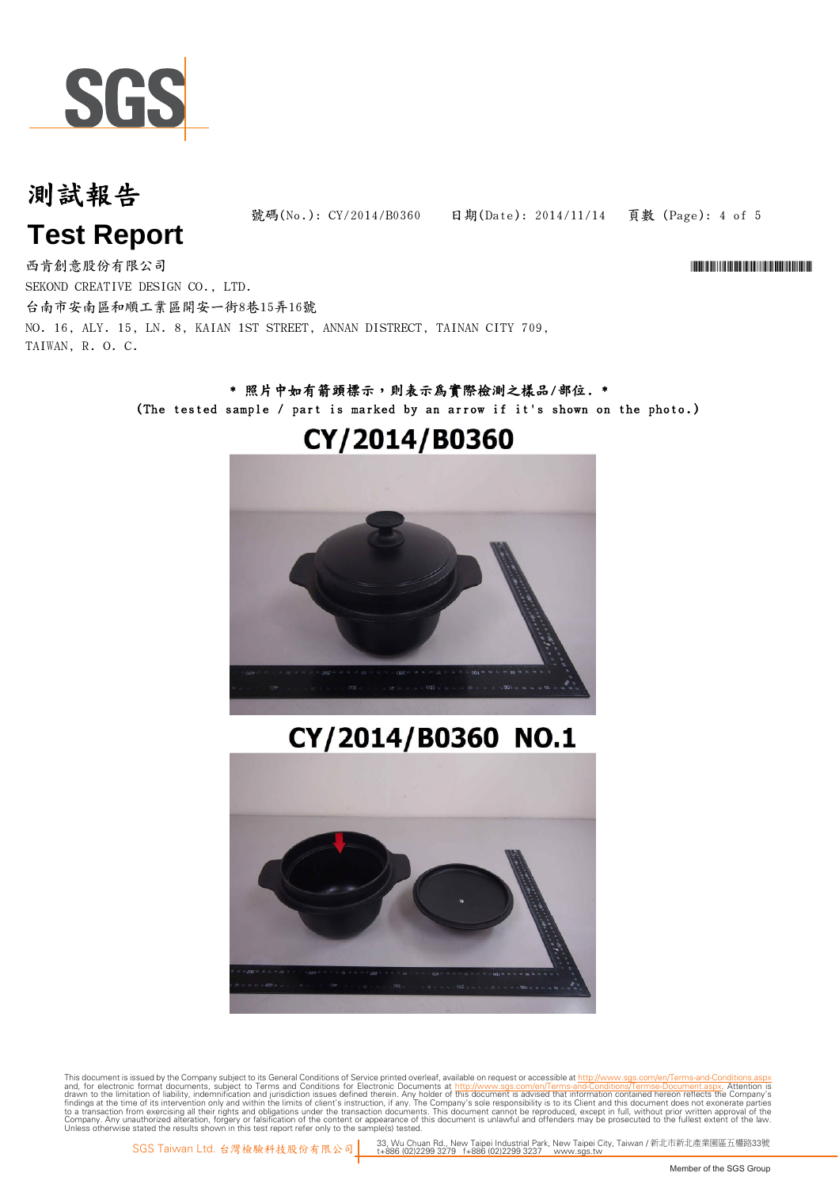# 測試報告

# Test Report

號碼(No.): CY/2014/B0360　　日期(Date): 2014/11/14

西肯創意股份有限公司

SEKOND CREATIVE DESIGN CO., LTD.

台南市安南區和順工業區開安一街8巷15弄16號

NO. 16, ALY. 15, LN. 8, KAIAN 1ST STREET, ANNAN DISTRECT, TAINAN CITY 709, TAIWAN, R. O. C.

\* 照片中如有箭頭標示，則表示為實際檢測之樣品/部位. \*

(The tested sample / part is marked by an arrow if it's shown on the photo.)

CY/2014/B0360

CY/2014/B0360 NO.1

This document is issued by the Company subject to its General Conditions of Service printed overleaf, available on request or accessible at http://www.sgs.com/en/Terms-and-Conditions.aspx and, for electronic format documents, subject to Terms and Conditions for Electronic Documents at http://www.sgs.com/en/Terms-and-Conditions/Terms-e-Document.aspx. Attention is drawn to the limitation of liability, indemnification and jurisdiction issues defined therein. Any holder of this document is advised that information contained hereon reflects the Company's findings at the time of its intervention only and within the limits of client's instruction, if any. The Company's sole responsibility is to its Client and this document does not exonerate parties to a transaction from exercising all their rights and obligations under the transaction documents. This document cannot be reproduced, except in full, without prior written approval of the Company. Any unauthorized alteration, forgery or falsification of the content or appearance of this document is unlawful and offenders may be prosecuted to the fullest extent of the law. Unless otherwise stated the results shown in this test report refer only to the sample(s) tested.

SGS Taiwan Ltd. 台灣檢驗科技股份有限公司 | 33, Wu Chuan Rd., New Taipei Industrial Park, New Taipei City, Taiwan / 新北市新北產業園區五權路33號 t+886 (02)2299 3279 f+886 (02)2299 3237 www.sgs.tw

Member of the SGS Group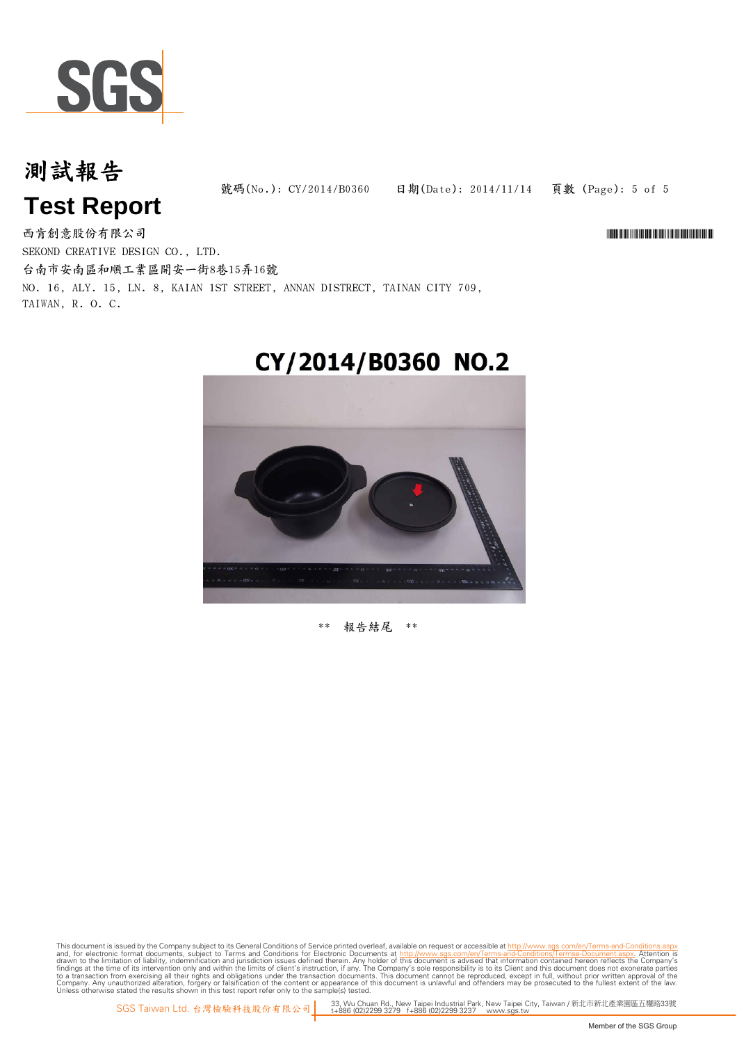# 測試報告

# Test Report

號碼(No.): CY/2014/B0360　　日期(Date): 2014/11/14

西肯創意股份有限公司

SEKOND CREATIVE DESIGN CO., LTD.

台南市安南區和順工業區開安一街8巷15弄16號

NO. 16, ALY. 15, LN. 8, KAIAN 1ST STREET, ANNAN DISTRECT, TAINAN CITY 709, TAIWAN, R. O. C.

CY/2014/B0360 NO.2

** 報告結尾 **

This document is issued by the Company subject to its General Conditions of Service printed overleaf, available on request or accessible at http://www.sgs.com/en/Terms-and-Conditions.aspx and, for electronic format documents, subject to Terms and Conditions for Electronic Documents at http://www.sgs.com/en/Terms-and-Conditions/Termse-Document.aspx. Attention is drawn to the limitation of liability, indemnification and jurisdiction issues defined therein. Any holder of this document is advised that information contained hereon reflects the Company's findings at the time of its intervention only and within the limits of client's instruction, if any. The Company's sole responsibility is to its Client and this document does not exonerate parties to a transaction from exercising all their rights and obligations under the transaction documents. This document cannot be reproduced, except in full, without prior written approval of the Company. Any unauthorized alteration, forgery or falsification of the content or appearance of this document is unlawful and offenders may be prosecuted to the fullest extent of the law. Unless otherwise stated the results shown in this test report refer only to the sample(s) tested.

SGS Taiwan Ltd. 台灣檢驗科技股份有限公司 | 33, Wu Chuan Rd., New Taipei Industrial Park, New Taipei City, Taiwan / 新北市新北產業園區五權路33號 t+886 (02)2299 3279 f+886 (02)2299 3237 www.sgs.tw

Member of the SGS Group